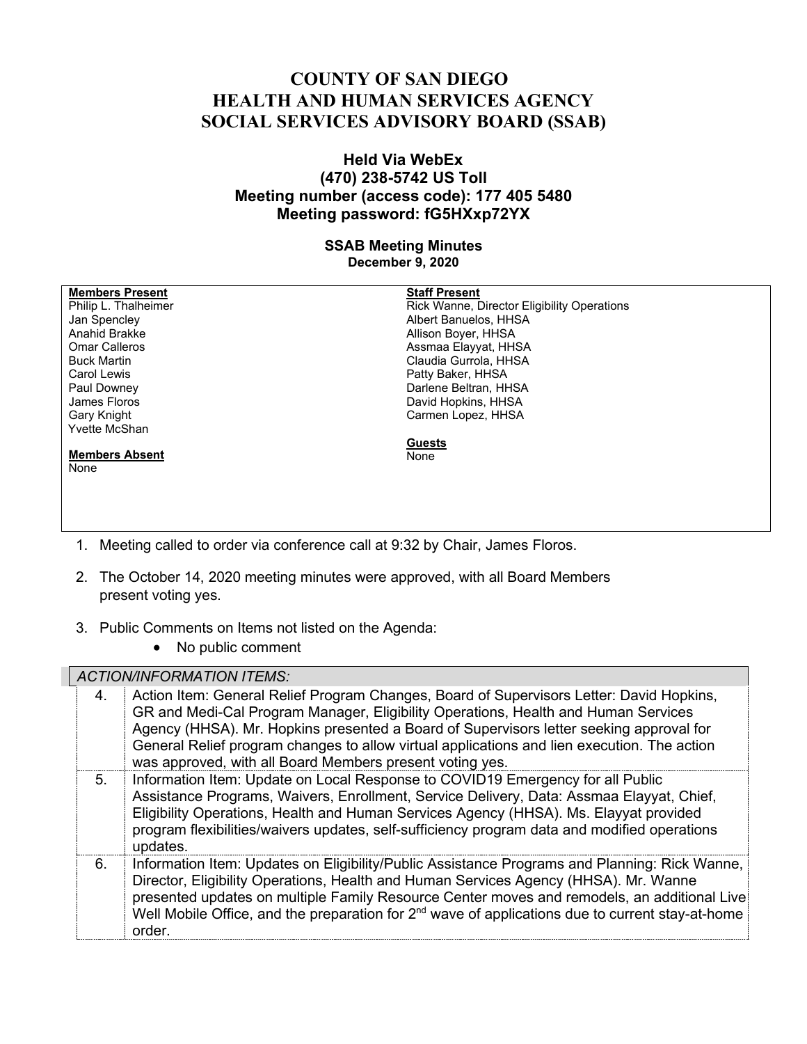# COUNTY OF SAN DIEGO
# HEALTH AND HUMAN SERVICES AGENCY
# SOCIAL SERVICES ADVISORY BOARD (SSAB)

### Held Via WebEx
### (470) 238-5742 US Toll
### Meeting number (access code): 177 405 5480
### Meeting password: fG5HXxp72YX

**SSAB Meeting Minutes**
**December 9, 2020**

| **Members Present** | **Staff Present** |
|---|---|
| Philip L. Thalheimer | Rick Wanne, Director Eligibility Operations |
| Jan Spencley | Albert Banuelos, HHSA |
| Anahid Brakke | Allison Boyer, HHSA |
| Omar Calleros | Assmaa Elayyat, HHSA |
| Buck Martin | Claudia Gurrola, HHSA |
| Carol Lewis | Patty Baker, HHSA |
| Paul Downey | Darlene Beltran, HHSA |
| James Floros | David Hopkins, HHSA |
| Gary Knight | Carmen Lopez, HHSA |
| Yvette McShan | |
| | **Guests** |
| **Members Absent** | None |
| None | |

1. Meeting called to order via conference call at 9:32 by Chair, James Floros.

2. The October 14, 2020 meeting minutes were approved, with all Board Members present voting yes.

3. Public Comments on Items not listed on the Agenda:
   - No public comment

| *ACTION/INFORMATION ITEMS:* | |
|---|---|
| 4. | Action Item: General Relief Program Changes, Board of Supervisors Letter: David Hopkins, GR and Medi-Cal Program Manager, Eligibility Operations, Health and Human Services Agency (HHSA). Mr. Hopkins presented a Board of Supervisors letter seeking approval for General Relief program changes to allow virtual applications and lien execution. The action was approved, with all Board Members present voting yes. |
| 5. | Information Item: Update on Local Response to COVID19 Emergency for all Public Assistance Programs, Waivers, Enrollment, Service Delivery, Data: Assmaa Elayyat, Chief, Eligibility Operations, Health and Human Services Agency (HHSA). Ms. Elayyat provided program flexibilities/waivers updates, self-sufficiency program data and modified operations updates. |
| 6. | Information Item: Updates on Eligibility/Public Assistance Programs and Planning: Rick Wanne, Director, Eligibility Operations, Health and Human Services Agency (HHSA). Mr. Wanne presented updates on multiple Family Resource Center moves and remodels, an additional Live Well Mobile Office, and the preparation for 2nd wave of applications due to current stay-at-home order. |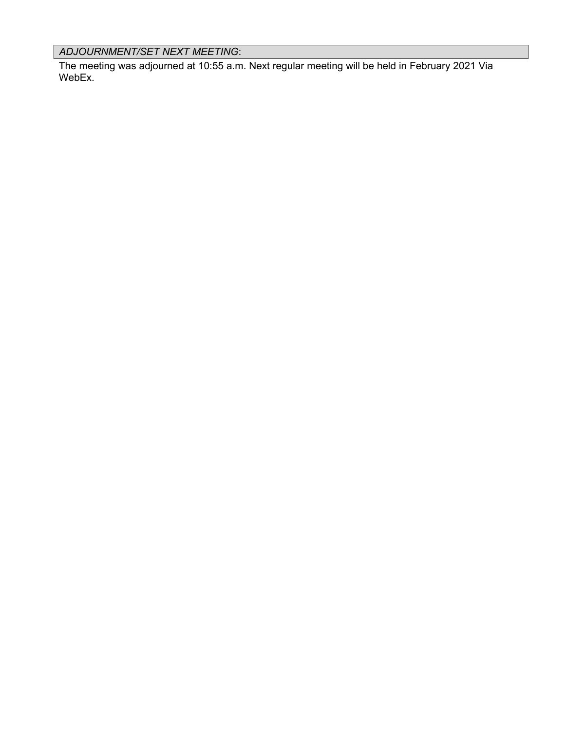*ADJOURNMENT/SET NEXT MEETING*:

The meeting was adjourned at 10:55 a.m. Next regular meeting will be held in February 2021 Via WebEx.